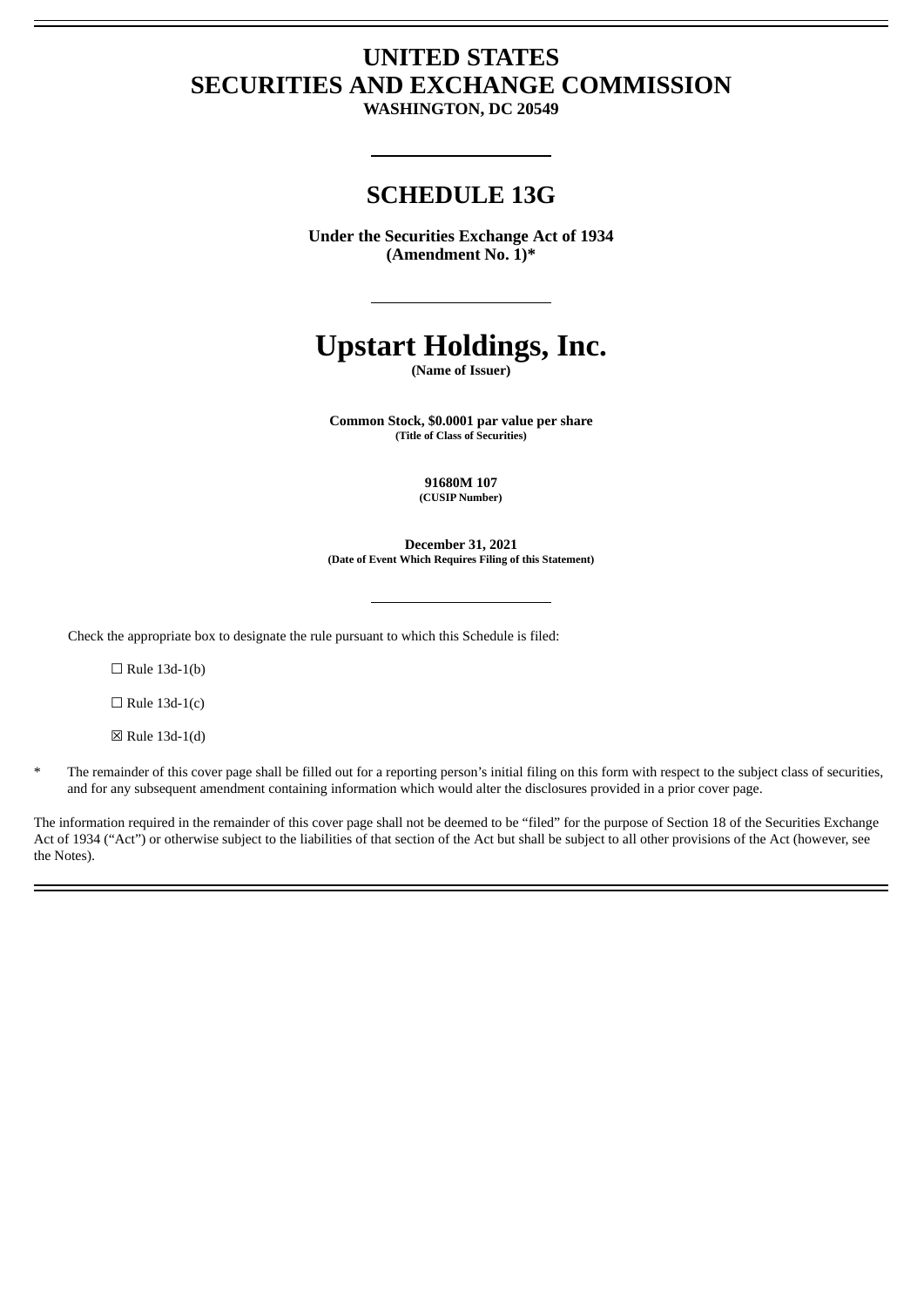# UNITED STATES
# SECURITIES AND EXCHANGE COMMISSION
**WASHINGTON, DC 20549**

---

## SCHEDULE 13G

**Under the Securities Exchange Act of 1934**
**(Amendment No. 1)***

---

# Upstart Holdings, Inc.
**(Name of Issuer)**

**Common Stock, $0.0001 par value per share**
**(Title of Class of Securities)**

**91680M 107**
**(CUSIP Number)**

**December 31, 2021**
**(Date of Event Which Requires Filing of this Statement)**

---

Check the appropriate box to designate the rule pursuant to which this Schedule is filed:

☐ Rule 13d-1(b)

☐ Rule 13d-1(c)

☒ Rule 13d-1(d)

\* The remainder of this cover page shall be filled out for a reporting person's initial filing on this form with respect to the subject class of securities, and for any subsequent amendment containing information which would alter the disclosures provided in a prior cover page.

The information required in the remainder of this cover page shall not be deemed to be "filed" for the purpose of Section 18 of the Securities Exchange Act of 1934 ("Act") or otherwise subject to the liabilities of that section of the Act but shall be subject to all other provisions of the Act (however, see the Notes).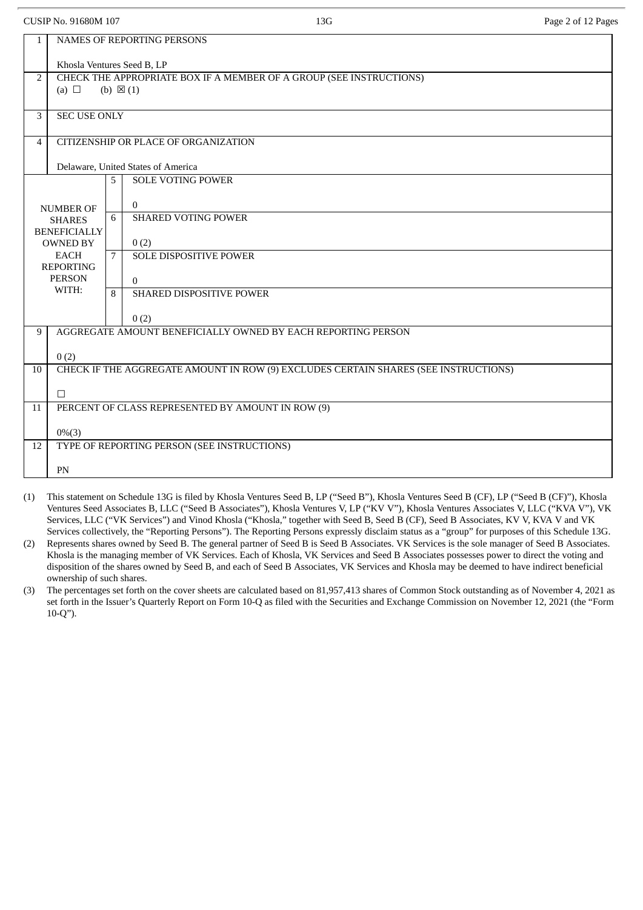CUSIP No. 91680M 107 | 13G

| | | | |
|---|---|---|---|
| 1 | NAMES OF REPORTING PERSONS<br><br>Khosla Ventures Seed B, LP | | |
| 2 | CHECK THE APPROPRIATE BOX IF A MEMBER OF A GROUP (SEE INSTRUCTIONS)<br>(a) ☐ (b) ☒ (1) | | |
| 3 | SEC USE ONLY | | |
| 4 | CITIZENSHIP OR PLACE OF ORGANIZATION<br><br>Delaware, United States of America | | |
| NUMBER OF SHARES BENEFICIALLY OWNED BY EACH REPORTING PERSON WITH: | | 5 | SOLE VOTING POWER<br><br>0 |
| | | 6 | SHARED VOTING POWER<br><br>0 (2) |
| | | 7 | SOLE DISPOSITIVE POWER<br><br>0 |
| | | 8 | SHARED DISPOSITIVE POWER<br><br>0 (2) |
| 9 | AGGREGATE AMOUNT BENEFICIALLY OWNED BY EACH REPORTING PERSON<br><br>0 (2) | | |
| 10 | CHECK IF THE AGGREGATE AMOUNT IN ROW (9) EXCLUDES CERTAIN SHARES (SEE INSTRUCTIONS)<br><br>☐ | | |
| 11 | PERCENT OF CLASS REPRESENTED BY AMOUNT IN ROW (9)<br><br>0%(3) | | |
| 12 | TYPE OF REPORTING PERSON (SEE INSTRUCTIONS)<br><br>PN | | |

(1) This statement on Schedule 13G is filed by Khosla Ventures Seed B, LP ("Seed B"), Khosla Ventures Seed B (CF), LP ("Seed B (CF)"), Khosla Ventures Seed Associates B, LLC ("Seed B Associates"), Khosla Ventures V, LP ("KV V"), Khosla Ventures Associates V, LLC ("KVA V"), VK Services, LLC ("VK Services") and Vinod Khosla ("Khosla," together with Seed B, Seed B (CF), Seed B Associates, KV V, KVA V and VK Services collectively, the "Reporting Persons"). The Reporting Persons expressly disclaim status as a "group" for purposes of this Schedule 13G.

(2) Represents shares owned by Seed B. The general partner of Seed B is Seed B Associates. VK Services is the sole manager of Seed B Associates. Khosla is the managing member of VK Services. Each of Khosla, VK Services and Seed B Associates possesses power to direct the voting and disposition of the shares owned by Seed B, and each of Seed B Associates, VK Services and Khosla may be deemed to have indirect beneficial ownership of such shares.

(3) The percentages set forth on the cover sheets are calculated based on 81,957,413 shares of Common Stock outstanding as of November 4, 2021 as set forth in the Issuer's Quarterly Report on Form 10-Q as filed with the Securities and Exchange Commission on November 12, 2021 (the "Form 10-Q").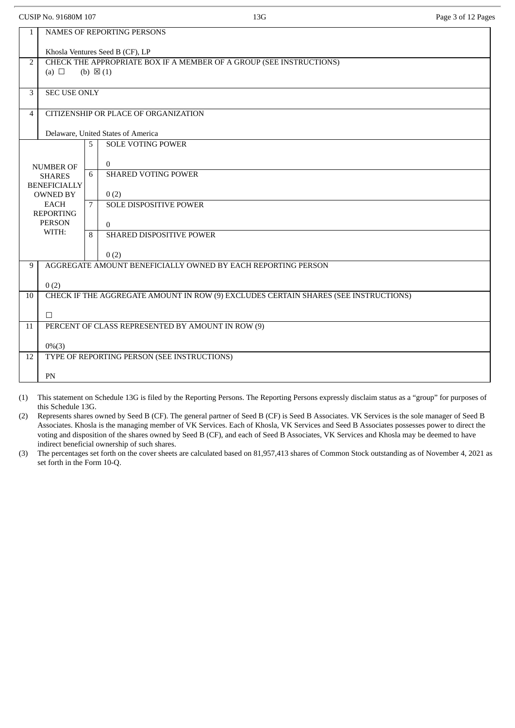CUSIP No. 91680M 107 13G

| | | | |
|---|---|---|---|
| 1 | NAMES OF REPORTING PERSONS<br><br>Khosla Ventures Seed B (CF), LP | | |
| 2 | CHECK THE APPROPRIATE BOX IF A MEMBER OF A GROUP (SEE INSTRUCTIONS)<br>(a) ☐ (b) ☒ (1) | | |
| 3 | SEC USE ONLY | | |
| 4 | CITIZENSHIP OR PLACE OF ORGANIZATION<br><br>Delaware, United States of America | | |
| NUMBER OF SHARES BENEFICIALLY OWNED BY EACH REPORTING PERSON WITH: | | 5 | SOLE VOTING POWER<br><br>0 |
| | | 6 | SHARED VOTING POWER<br><br>0 (2) |
| | | 7 | SOLE DISPOSITIVE POWER<br><br>0 |
| | | 8 | SHARED DISPOSITIVE POWER<br><br>0 (2) |
| 9 | AGGREGATE AMOUNT BENEFICIALLY OWNED BY EACH REPORTING PERSON<br><br>0 (2) | | |
| 10 | CHECK IF THE AGGREGATE AMOUNT IN ROW (9) EXCLUDES CERTAIN SHARES (SEE INSTRUCTIONS)<br><br>☐ | | |
| 11 | PERCENT OF CLASS REPRESENTED BY AMOUNT IN ROW (9)<br><br>0%(3) | | |
| 12 | TYPE OF REPORTING PERSON (SEE INSTRUCTIONS)<br><br>PN | | |

(1) This statement on Schedule 13G is filed by the Reporting Persons. The Reporting Persons expressly disclaim status as a "group" for purposes of this Schedule 13G.

(2) Represents shares owned by Seed B (CF). The general partner of Seed B (CF) is Seed B Associates. VK Services is the sole manager of Seed B Associates. Khosla is the managing member of VK Services. Each of Khosla, VK Services and Seed B Associates possesses power to direct the voting and disposition of the shares owned by Seed B (CF), and each of Seed B Associates, VK Services and Khosla may be deemed to have indirect beneficial ownership of such shares.

(3) The percentages set forth on the cover sheets are calculated based on 81,957,413 shares of Common Stock outstanding as of November 4, 2021 as set forth in the Form 10-Q.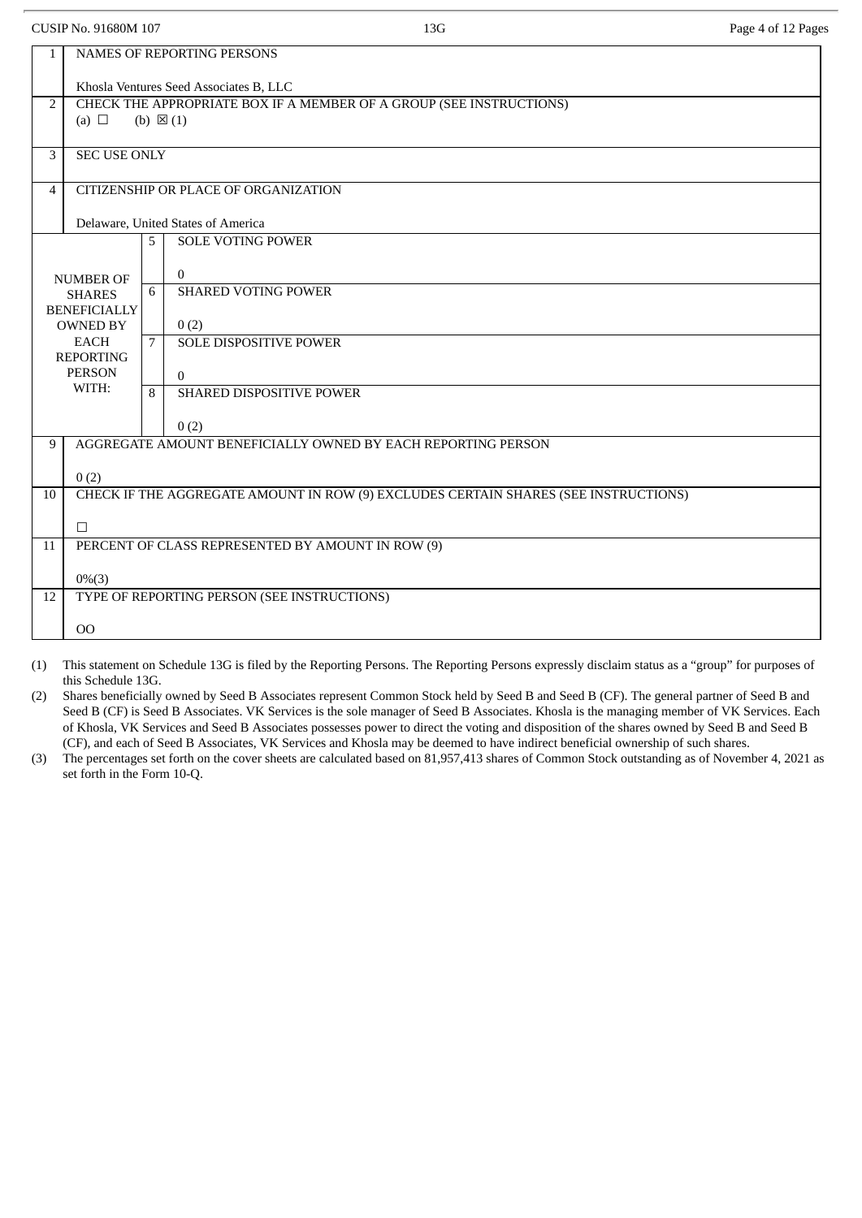CUSIP No. 91680M 107 13G

| | | | |
|---|---|---|---|
| 1 | NAMES OF REPORTING PERSONS<br><br>Khosla Ventures Seed Associates B, LLC | | |
| 2 | CHECK THE APPROPRIATE BOX IF A MEMBER OF A GROUP (SEE INSTRUCTIONS)<br>(a) ☐ (b) ☒ (1) | | |
| 3 | SEC USE ONLY | | |
| 4 | CITIZENSHIP OR PLACE OF ORGANIZATION<br><br>Delaware, United States of America | | |
| NUMBER OF SHARES BENEFICIALLY OWNED BY EACH REPORTING PERSON WITH: | 5 | SOLE VOTING POWER<br><br>0 | |
| | 6 | SHARED VOTING POWER<br><br>0 (2) | |
| | 7 | SOLE DISPOSITIVE POWER<br><br>0 | |
| | 8 | SHARED DISPOSITIVE POWER<br><br>0 (2) | |
| 9 | AGGREGATE AMOUNT BENEFICIALLY OWNED BY EACH REPORTING PERSON<br><br>0 (2) | | |
| 10 | CHECK IF THE AGGREGATE AMOUNT IN ROW (9) EXCLUDES CERTAIN SHARES (SEE INSTRUCTIONS)<br><br>☐ | | |
| 11 | PERCENT OF CLASS REPRESENTED BY AMOUNT IN ROW (9)<br><br>0%(3) | | |
| 12 | TYPE OF REPORTING PERSON (SEE INSTRUCTIONS)<br><br>OO | | |

(1) This statement on Schedule 13G is filed by the Reporting Persons. The Reporting Persons expressly disclaim status as a "group" for purposes of this Schedule 13G.

(2) Shares beneficially owned by Seed B Associates represent Common Stock held by Seed B and Seed B (CF). The general partner of Seed B and Seed B (CF) is Seed B Associates. VK Services is the sole manager of Seed B Associates. Khosla is the managing member of VK Services. Each of Khosla, VK Services and Seed B Associates possesses power to direct the voting and disposition of the shares owned by Seed B and Seed B (CF), and each of Seed B Associates, VK Services and Khosla may be deemed to have indirect beneficial ownership of such shares.

(3) The percentages set forth on the cover sheets are calculated based on 81,957,413 shares of Common Stock outstanding as of November 4, 2021 as set forth in the Form 10-Q.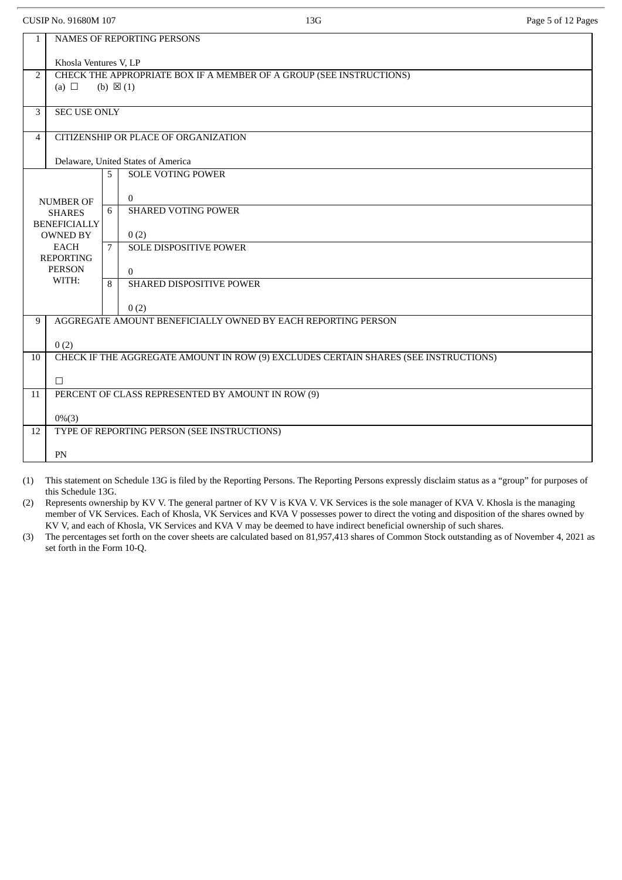CUSIP No. 91680M 107 | 13G

| | | | |
|---|---|---|---|
| 1 | NAMES OF REPORTING PERSONS<br><br>Khosla Ventures V, LP | | |
| 2 | CHECK THE APPROPRIATE BOX IF A MEMBER OF A GROUP (SEE INSTRUCTIONS)<br>(a) ☐ (b) ☒ (1) | | |
| 3 | SEC USE ONLY | | |
| 4 | CITIZENSHIP OR PLACE OF ORGANIZATION<br><br>Delaware, United States of America | | |
| NUMBER OF SHARES BENEFICIALLY OWNED BY EACH REPORTING PERSON WITH: | 5 | SOLE VOTING POWER<br><br>0 | |
| | 6 | SHARED VOTING POWER<br><br>0 (2) | |
| | 7 | SOLE DISPOSITIVE POWER<br><br>0 | |
| | 8 | SHARED DISPOSITIVE POWER<br><br>0 (2) | |
| 9 | AGGREGATE AMOUNT BENEFICIALLY OWNED BY EACH REPORTING PERSON<br><br>0 (2) | | |
| 10 | CHECK IF THE AGGREGATE AMOUNT IN ROW (9) EXCLUDES CERTAIN SHARES (SEE INSTRUCTIONS)<br><br>☐ | | |
| 11 | PERCENT OF CLASS REPRESENTED BY AMOUNT IN ROW (9)<br><br>0%(3) | | |
| 12 | TYPE OF REPORTING PERSON (SEE INSTRUCTIONS)<br><br>PN | | |

(1) This statement on Schedule 13G is filed by the Reporting Persons. The Reporting Persons expressly disclaim status as a "group" for purposes of this Schedule 13G.

(2) Represents ownership by KV V. The general partner of KV V is KVA V. VK Services is the sole manager of KVA V. Khosla is the managing member of VK Services. Each of Khosla, VK Services and KVA V possesses power to direct the voting and disposition of the shares owned by KV V, and each of Khosla, VK Services and KVA V may be deemed to have indirect beneficial ownership of such shares.

(3) The percentages set forth on the cover sheets are calculated based on 81,957,413 shares of Common Stock outstanding as of November 4, 2021 as set forth in the Form 10-Q.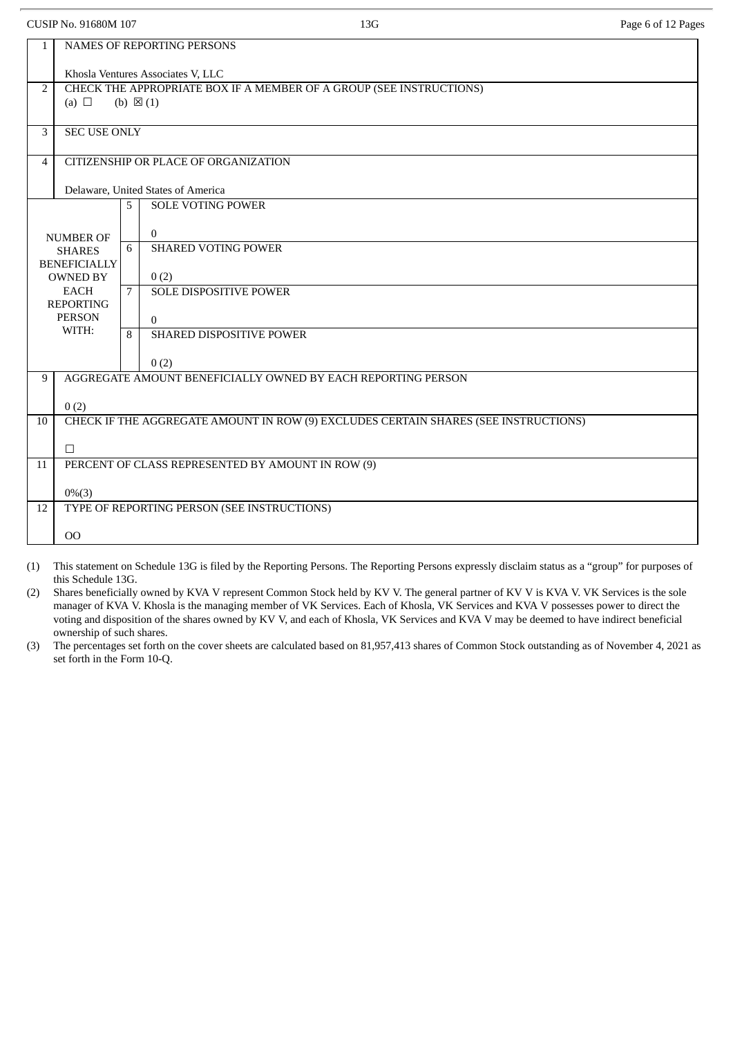CUSIP No. 91680M 107 13G

| | | | |
|---|---|---|---|
| 1 | NAMES OF REPORTING PERSONS<br><br>Khosla Ventures Associates V, LLC | | |
| 2 | CHECK THE APPROPRIATE BOX IF A MEMBER OF A GROUP (SEE INSTRUCTIONS)<br>(a) ☐ (b) ☒ (1) | | |
| 3 | SEC USE ONLY | | |
| 4 | CITIZENSHIP OR PLACE OF ORGANIZATION<br><br>Delaware, United States of America | | |
| NUMBER OF SHARES BENEFICIALLY OWNED BY EACH REPORTING PERSON WITH: | 5 | SOLE VOTING POWER<br><br>0 | |
| | 6 | SHARED VOTING POWER<br><br>0 (2) | |
| | 7 | SOLE DISPOSITIVE POWER<br><br>0 | |
| | 8 | SHARED DISPOSITIVE POWER<br><br>0 (2) | |
| 9 | AGGREGATE AMOUNT BENEFICIALLY OWNED BY EACH REPORTING PERSON<br><br>0 (2) | | |
| 10 | CHECK IF THE AGGREGATE AMOUNT IN ROW (9) EXCLUDES CERTAIN SHARES (SEE INSTRUCTIONS)<br><br>☐ | | |
| 11 | PERCENT OF CLASS REPRESENTED BY AMOUNT IN ROW (9)<br><br>0%(3) | | |
| 12 | TYPE OF REPORTING PERSON (SEE INSTRUCTIONS)<br><br>OO | | |

(1) This statement on Schedule 13G is filed by the Reporting Persons. The Reporting Persons expressly disclaim status as a "group" for purposes of this Schedule 13G.

(2) Shares beneficially owned by KVA V represent Common Stock held by KV V. The general partner of KV V is KVA V. VK Services is the sole manager of KVA V. Khosla is the managing member of VK Services. Each of Khosla, VK Services and KVA V possesses power to direct the voting and disposition of the shares owned by KV V, and each of Khosla, VK Services and KVA V may be deemed to have indirect beneficial ownership of such shares.

(3) The percentages set forth on the cover sheets are calculated based on 81,957,413 shares of Common Stock outstanding as of November 4, 2021 as set forth in the Form 10-Q.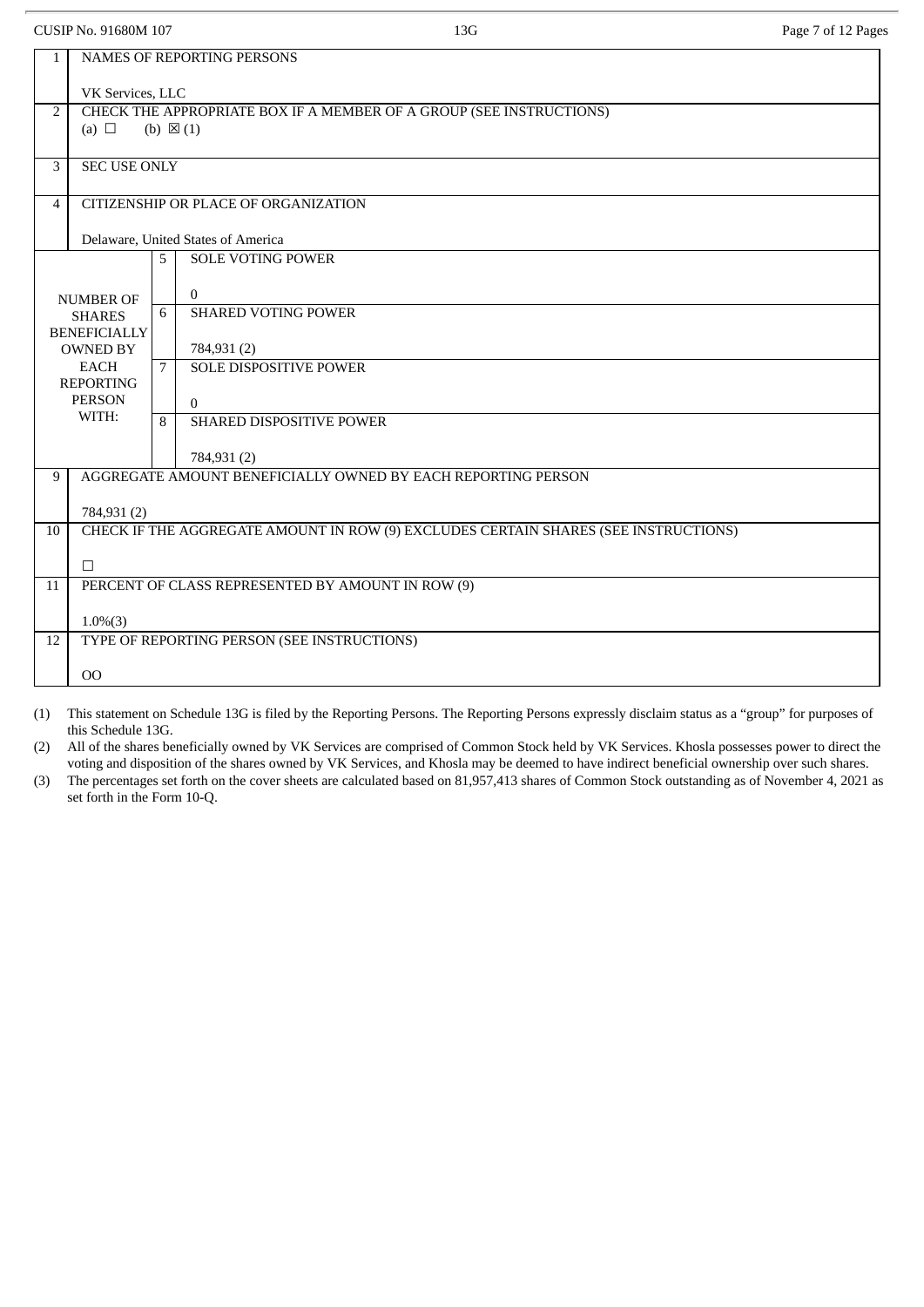CUSIP No. 91680M 107 | 13G

| | | | |
|---|---|---|---|
| 1 | NAMES OF REPORTING PERSONS<br><br>VK Services, LLC | | |
| 2 | CHECK THE APPROPRIATE BOX IF A MEMBER OF A GROUP (SEE INSTRUCTIONS)<br>(a) ☐ (b) ☒ (1) | | |
| 3 | SEC USE ONLY | | |
| 4 | CITIZENSHIP OR PLACE OF ORGANIZATION<br><br>Delaware, United States of America | | |
| NUMBER OF SHARES BENEFICIALLY OWNED BY EACH REPORTING PERSON WITH: | | 5 | SOLE VOTING POWER<br><br>0 |
| | | 6 | SHARED VOTING POWER<br><br>784,931 (2) |
| | | 7 | SOLE DISPOSITIVE POWER<br><br>0 |
| | | 8 | SHARED DISPOSITIVE POWER<br><br>784,931 (2) |
| 9 | AGGREGATE AMOUNT BENEFICIALLY OWNED BY EACH REPORTING PERSON<br><br>784,931 (2) | | |
| 10 | CHECK IF THE AGGREGATE AMOUNT IN ROW (9) EXCLUDES CERTAIN SHARES (SEE INSTRUCTIONS)<br><br>☐ | | |
| 11 | PERCENT OF CLASS REPRESENTED BY AMOUNT IN ROW (9)<br><br>1.0%(3) | | |
| 12 | TYPE OF REPORTING PERSON (SEE INSTRUCTIONS)<br><br>OO | | |

(1) This statement on Schedule 13G is filed by the Reporting Persons. The Reporting Persons expressly disclaim status as a "group" for purposes of this Schedule 13G.

(2) All of the shares beneficially owned by VK Services are comprised of Common Stock held by VK Services. Khosla possesses power to direct the voting and disposition of the shares owned by VK Services, and Khosla may be deemed to have indirect beneficial ownership over such shares.

(3) The percentages set forth on the cover sheets are calculated based on 81,957,413 shares of Common Stock outstanding as of November 4, 2021 as set forth in the Form 10-Q.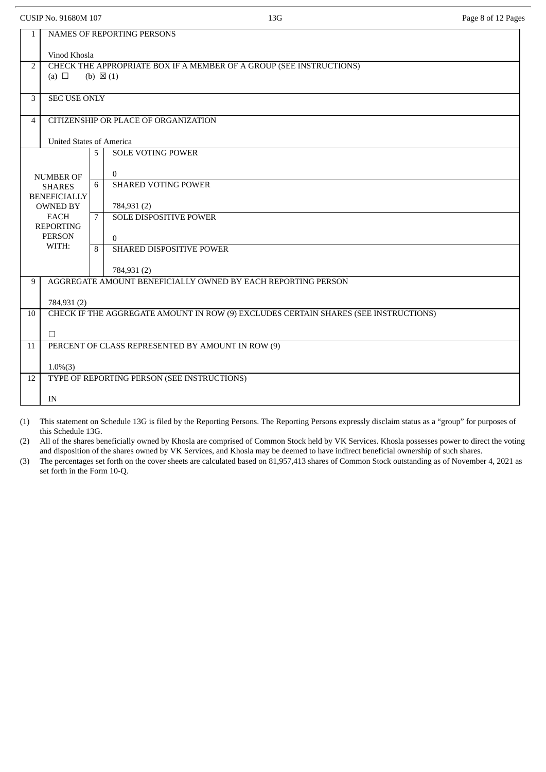CUSIP No. 91680M 107

| | | | |
|---|---|---|---|
| 1 | NAMES OF REPORTING PERSONS<br><br>Vinod Khosla | | |
| 2 | CHECK THE APPROPRIATE BOX IF A MEMBER OF A GROUP (SEE INSTRUCTIONS)<br>(a) ☐ (b) ☒ (1) | | |
| 3 | SEC USE ONLY | | |
| 4 | CITIZENSHIP OR PLACE OF ORGANIZATION<br><br>United States of America | | |
| NUMBER OF SHARES BENEFICIALLY OWNED BY EACH REPORTING PERSON WITH: | 5 | SOLE VOTING POWER<br><br>0 | |
| | 6 | SHARED VOTING POWER<br><br>784,931 (2) | |
| | 7 | SOLE DISPOSITIVE POWER<br><br>0 | |
| | 8 | SHARED DISPOSITIVE POWER<br><br>784,931 (2) | |
| 9 | AGGREGATE AMOUNT BENEFICIALLY OWNED BY EACH REPORTING PERSON<br><br>784,931 (2) | | |
| 10 | CHECK IF THE AGGREGATE AMOUNT IN ROW (9) EXCLUDES CERTAIN SHARES (SEE INSTRUCTIONS)<br><br>☐ | | |
| 11 | PERCENT OF CLASS REPRESENTED BY AMOUNT IN ROW (9)<br><br>1.0%(3) | | |
| 12 | TYPE OF REPORTING PERSON (SEE INSTRUCTIONS)<br><br>IN | | |

(1) This statement on Schedule 13G is filed by the Reporting Persons. The Reporting Persons expressly disclaim status as a "group" for purposes of this Schedule 13G.

(2) All of the shares beneficially owned by Khosla are comprised of Common Stock held by VK Services. Khosla possesses power to direct the voting and disposition of the shares owned by VK Services, and Khosla may be deemed to have indirect beneficial ownership of such shares.

(3) The percentages set forth on the cover sheets are calculated based on 81,957,413 shares of Common Stock outstanding as of November 4, 2021 as set forth in the Form 10-Q.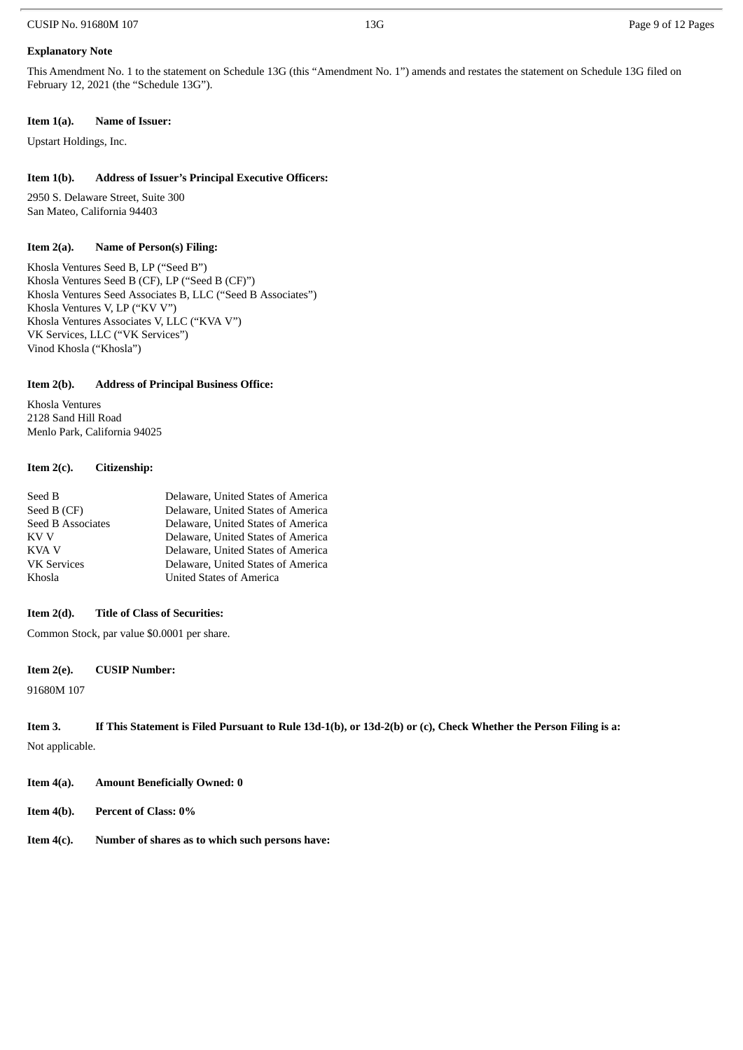**Explanatory Note**

This Amendment No. 1 to the statement on Schedule 13G (this "Amendment No. 1") amends and restates the statement on Schedule 13G filed on February 12, 2021 (the "Schedule 13G").

**Item 1(a). Name of Issuer:**

Upstart Holdings, Inc.

**Item 1(b). Address of Issuer's Principal Executive Officers:**

2950 S. Delaware Street, Suite 300
San Mateo, California 94403

**Item 2(a). Name of Person(s) Filing:**

Khosla Ventures Seed B, LP ("Seed B")
Khosla Ventures Seed B (CF), LP ("Seed B (CF)")
Khosla Ventures Seed Associates B, LLC ("Seed B Associates")
Khosla Ventures V, LP ("KV V")
Khosla Ventures Associates V, LLC ("KVA V")
VK Services, LLC ("VK Services")
Vinod Khosla ("Khosla")

**Item 2(b). Address of Principal Business Office:**

Khosla Ventures
2128 Sand Hill Road
Menlo Park, California 94025

**Item 2(c). Citizenship:**

| | |
|---|---|
| Seed B | Delaware, United States of America |
| Seed B (CF) | Delaware, United States of America |
| Seed B Associates | Delaware, United States of America |
| KV V | Delaware, United States of America |
| KVA V | Delaware, United States of America |
| VK Services | Delaware, United States of America |
| Khosla | United States of America |

**Item 2(d). Title of Class of Securities:**

Common Stock, par value $0.0001 per share.

**Item 2(e). CUSIP Number:**

91680M 107

**Item 3. If This Statement is Filed Pursuant to Rule 13d-1(b), or 13d-2(b) or (c), Check Whether the Person Filing is a:**

Not applicable.

**Item 4(a). Amount Beneficially Owned: 0**

**Item 4(b). Percent of Class: 0%**

**Item 4(c). Number of shares as to which such persons have:**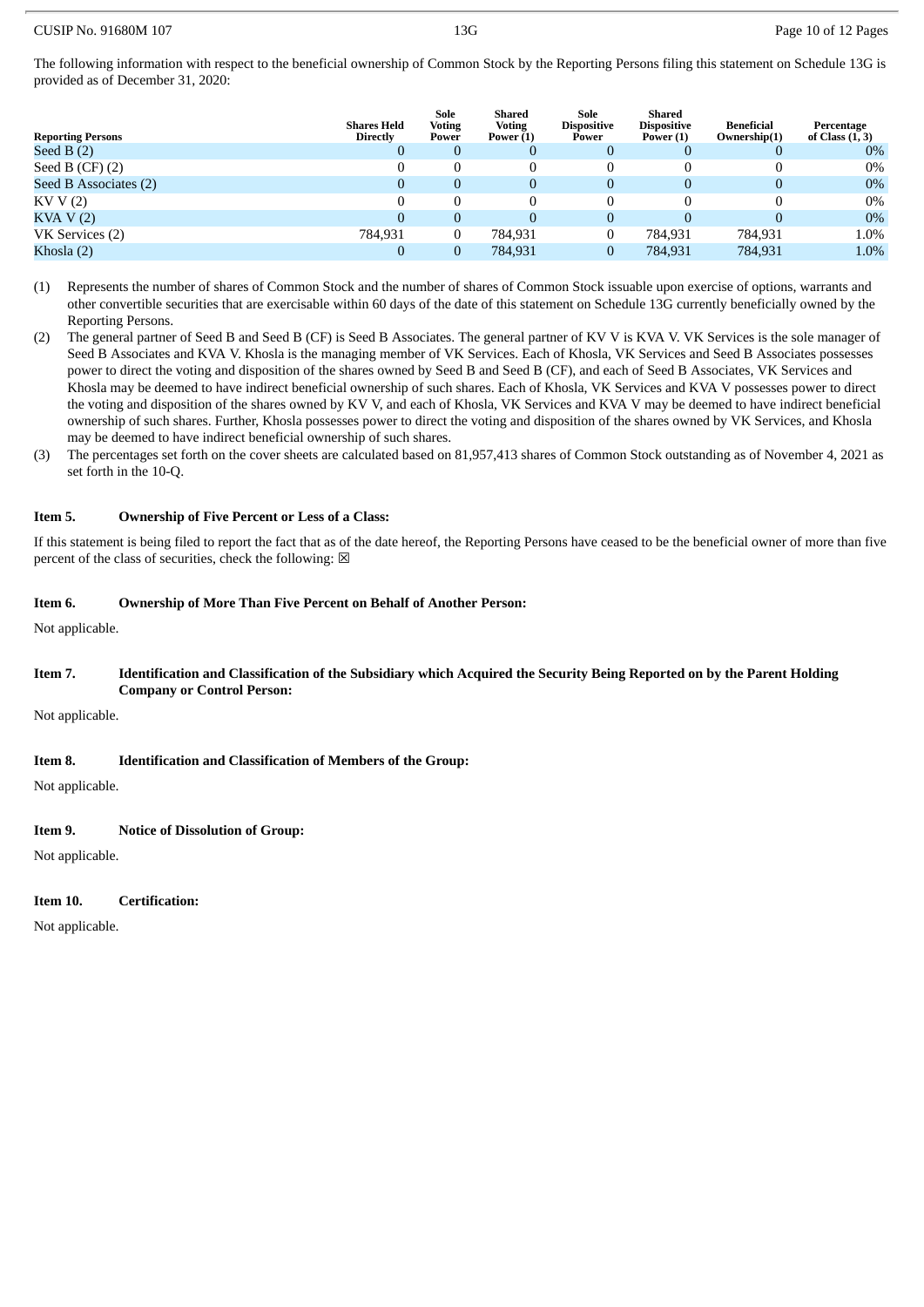The following information with respect to the beneficial ownership of Common Stock by the Reporting Persons filing this statement on Schedule 13G is provided as of December 31, 2020:

| Reporting Persons | Shares Held Directly | Sole Voting Power | Shared Voting Power (1) | Sole Dispositive Power | Shared Dispositive Power (1) | Beneficial Ownership(1) | Percentage of Class (1, 3) |
|---|---|---|---|---|---|---|---|
| Seed B (2) | 0 | 0 | 0 | 0 | 0 | 0 | 0% |
| Seed B (CF) (2) | 0 | 0 | 0 | 0 | 0 | 0 | 0% |
| Seed B Associates (2) | 0 | 0 | 0 | 0 | 0 | 0 | 0% |
| KV V (2) | 0 | 0 | 0 | 0 | 0 | 0 | 0% |
| KVA V (2) | 0 | 0 | 0 | 0 | 0 | 0 | 0% |
| VK Services (2) | 784,931 | 0 | 784,931 | 0 | 784,931 | 784,931 | 1.0% |
| Khosla (2) | 0 | 0 | 784,931 | 0 | 784,931 | 784,931 | 1.0% |

(1) Represents the number of shares of Common Stock and the number of shares of Common Stock issuable upon exercise of options, warrants and other convertible securities that are exercisable within 60 days of the date of this statement on Schedule 13G currently beneficially owned by the Reporting Persons.

(2) The general partner of Seed B and Seed B (CF) is Seed B Associates. The general partner of KV V is KVA V. VK Services is the sole manager of Seed B Associates and KVA V. Khosla is the managing member of VK Services. Each of Khosla, VK Services and Seed B Associates possesses power to direct the voting and disposition of the shares owned by Seed B and Seed B (CF), and each of Seed B Associates, VK Services and Khosla may be deemed to have indirect beneficial ownership of such shares. Each of Khosla, VK Services and KVA V possesses power to direct the voting and disposition of the shares owned by KV V, and each of Khosla, VK Services and KVA V may be deemed to have indirect beneficial ownership of such shares. Further, Khosla possesses power to direct the voting and disposition of the shares owned by VK Services, and Khosla may be deemed to have indirect beneficial ownership of such shares.

(3) The percentages set forth on the cover sheets are calculated based on 81,957,413 shares of Common Stock outstanding as of November 4, 2021 as set forth in the 10-Q.

**Item 5. Ownership of Five Percent or Less of a Class:**

If this statement is being filed to report the fact that as of the date hereof, the Reporting Persons have ceased to be the beneficial owner of more than five percent of the class of securities, check the following: ☒

**Item 6. Ownership of More Than Five Percent on Behalf of Another Person:**

Not applicable.

**Item 7. Identification and Classification of the Subsidiary which Acquired the Security Being Reported on by the Parent Holding Company or Control Person:**

Not applicable.

**Item 8. Identification and Classification of Members of the Group:**

Not applicable.

**Item 9. Notice of Dissolution of Group:**

Not applicable.

**Item 10. Certification:**

Not applicable.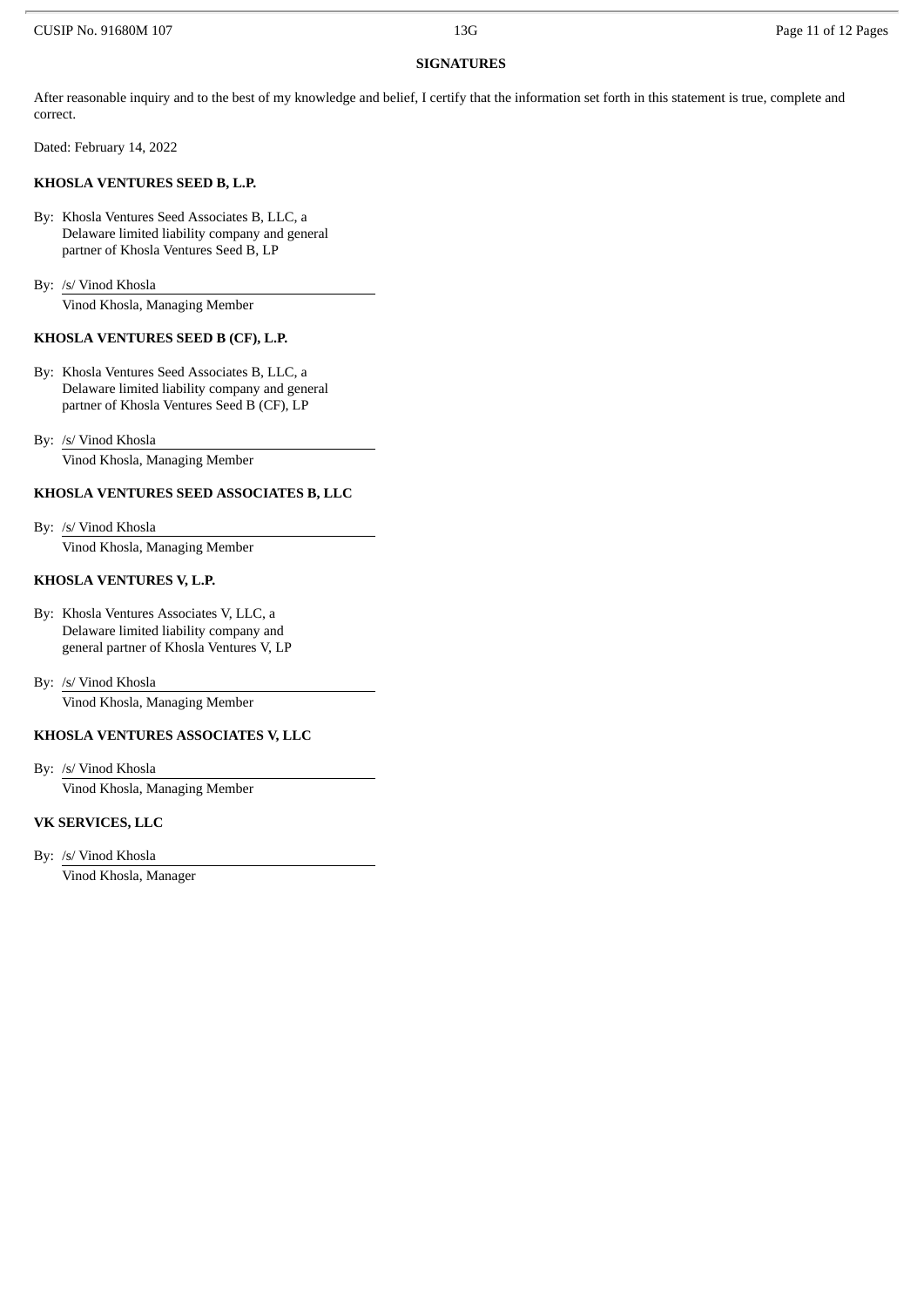## SIGNATURES

After reasonable inquiry and to the best of my knowledge and belief, I certify that the information set forth in this statement is true, complete and correct.

Dated: February 14, 2022

**KHOSLA VENTURES SEED B, L.P.**

By: Khosla Ventures Seed Associates B, LLC, a Delaware limited liability company and general partner of Khosla Ventures Seed B, LP

By: /s/ Vinod Khosla
Vinod Khosla, Managing Member

**KHOSLA VENTURES SEED B (CF), L.P.**

By: Khosla Ventures Seed Associates B, LLC, a Delaware limited liability company and general partner of Khosla Ventures Seed B (CF), LP

By: /s/ Vinod Khosla
Vinod Khosla, Managing Member

**KHOSLA VENTURES SEED ASSOCIATES B, LLC**

By: /s/ Vinod Khosla
Vinod Khosla, Managing Member

**KHOSLA VENTURES V, L.P.**

By: Khosla Ventures Associates V, LLC, a Delaware limited liability company and general partner of Khosla Ventures V, LP

By: /s/ Vinod Khosla
Vinod Khosla, Managing Member

**KHOSLA VENTURES ASSOCIATES V, LLC**

By: /s/ Vinod Khosla
Vinod Khosla, Managing Member

**VK SERVICES, LLC**

By: /s/ Vinod Khosla
Vinod Khosla, Manager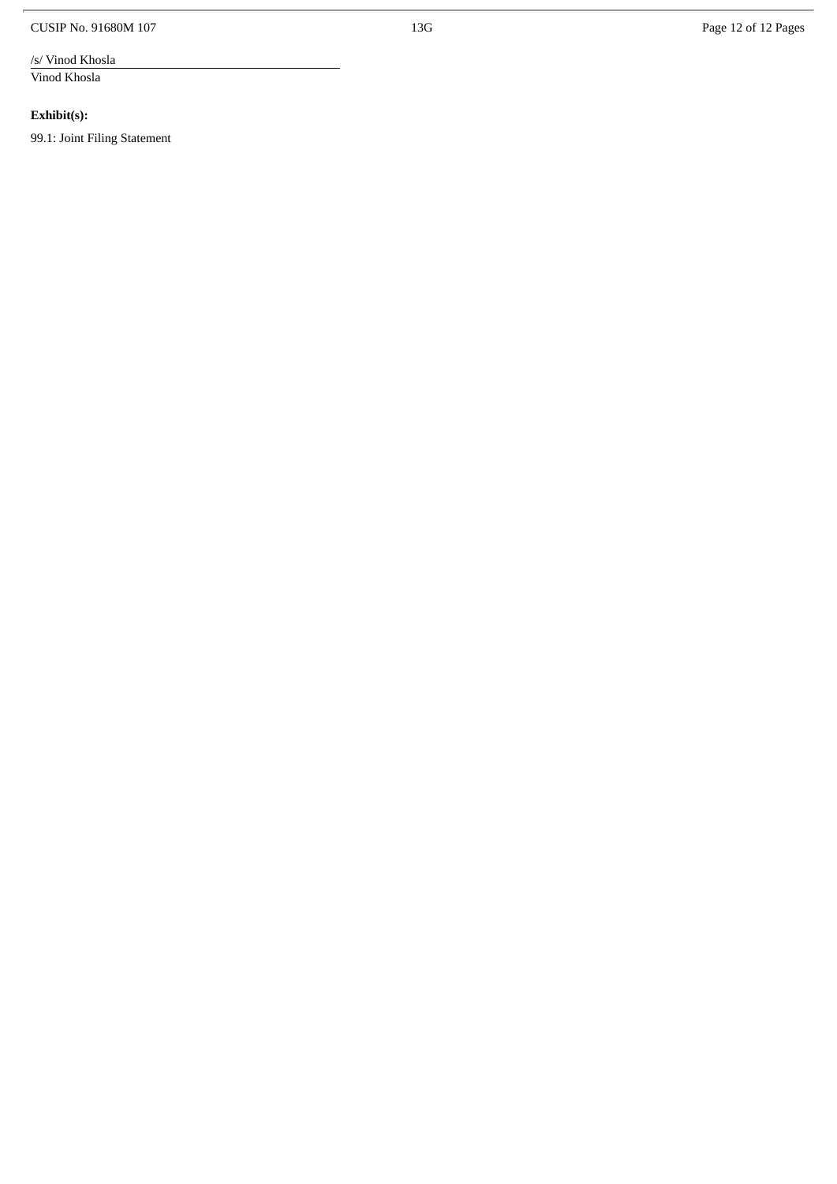/s/ Vinod Khosla

Vinod Khosla

**Exhibit(s):**

99.1: Joint Filing Statement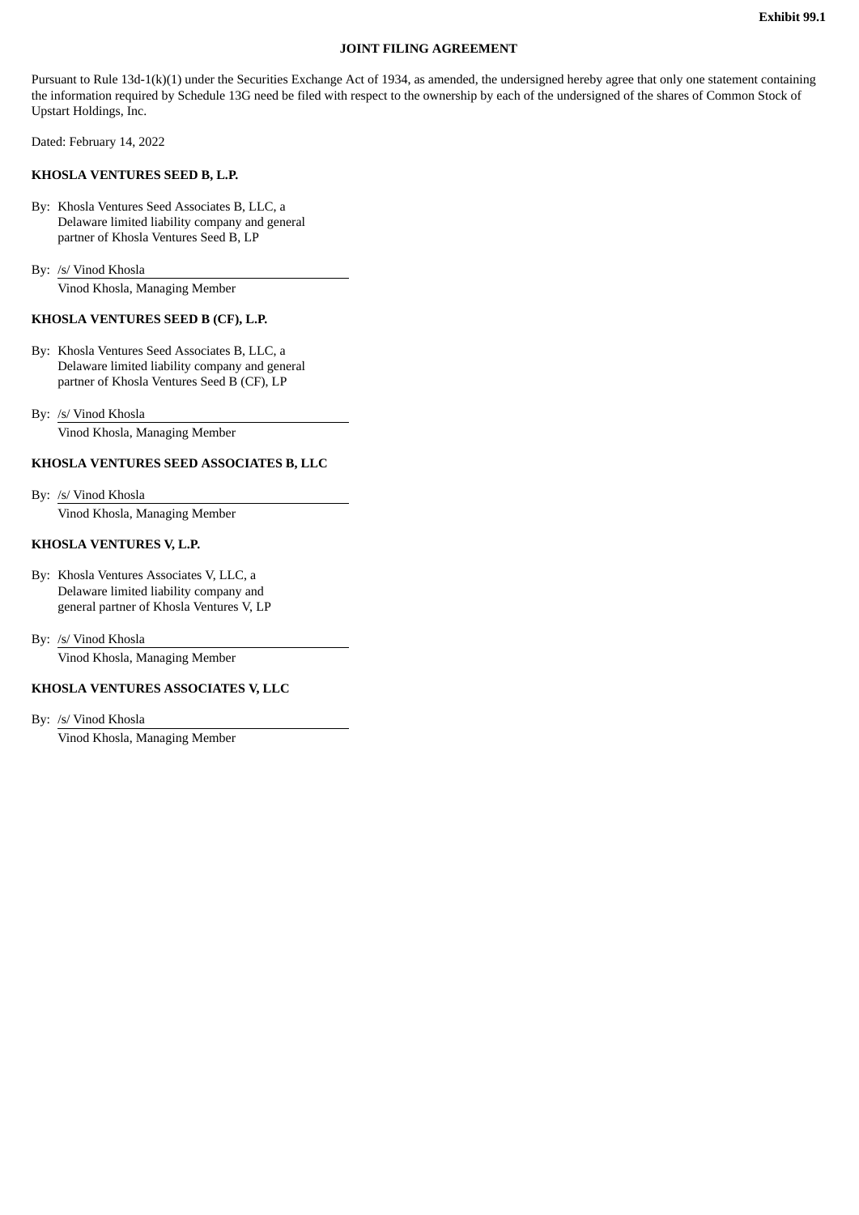Exhibit 99.1

**JOINT FILING AGREEMENT**

Pursuant to Rule 13d-1(k)(1) under the Securities Exchange Act of 1934, as amended, the undersigned hereby agree that only one statement containing the information required by Schedule 13G need be filed with respect to the ownership by each of the undersigned of the shares of Common Stock of Upstart Holdings, Inc.

Dated: February 14, 2022

**KHOSLA VENTURES SEED B, L.P.**

By: Khosla Ventures Seed Associates B, LLC, a Delaware limited liability company and general partner of Khosla Ventures Seed B, LP

By: /s/ Vinod Khosla
Vinod Khosla, Managing Member

**KHOSLA VENTURES SEED B (CF), L.P.**

By: Khosla Ventures Seed Associates B, LLC, a Delaware limited liability company and general partner of Khosla Ventures Seed B (CF), LP

By: /s/ Vinod Khosla
Vinod Khosla, Managing Member

**KHOSLA VENTURES SEED ASSOCIATES B, LLC**

By: /s/ Vinod Khosla
Vinod Khosla, Managing Member

**KHOSLA VENTURES V, L.P.**

By: Khosla Ventures Associates V, LLC, a Delaware limited liability company and general partner of Khosla Ventures V, LP

By: /s/ Vinod Khosla
Vinod Khosla, Managing Member

**KHOSLA VENTURES ASSOCIATES V, LLC**

By: /s/ Vinod Khosla
Vinod Khosla, Managing Member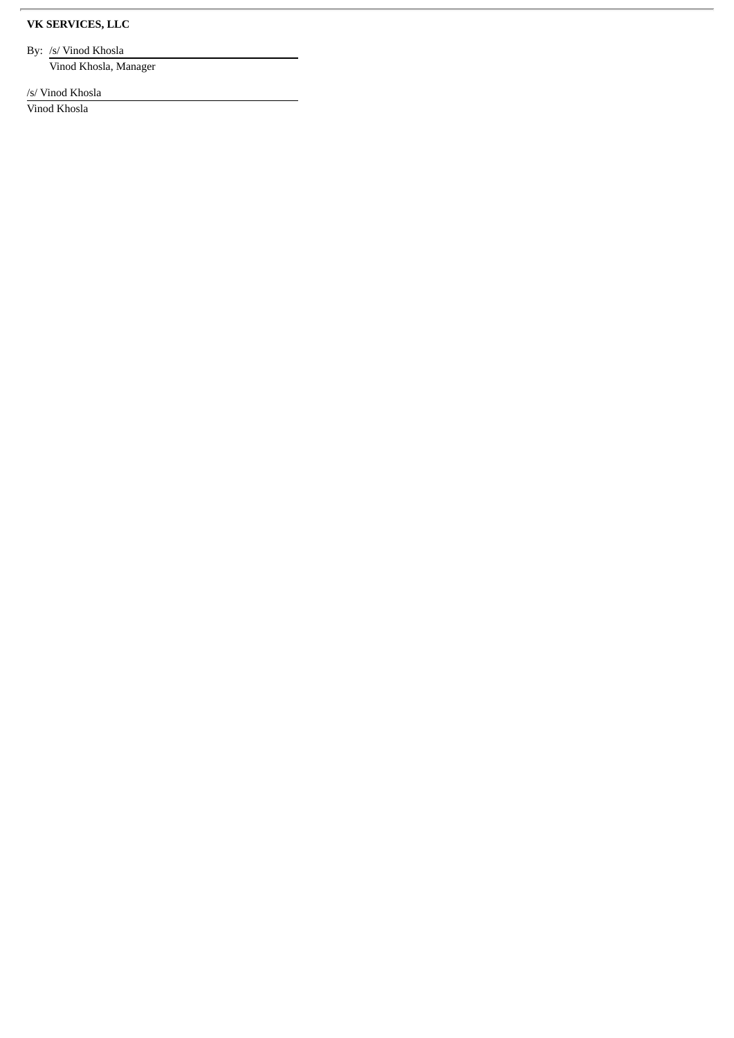**VK SERVICES, LLC**

By: /s/ Vinod Khosla
Vinod Khosla, Manager

/s/ Vinod Khosla
Vinod Khosla